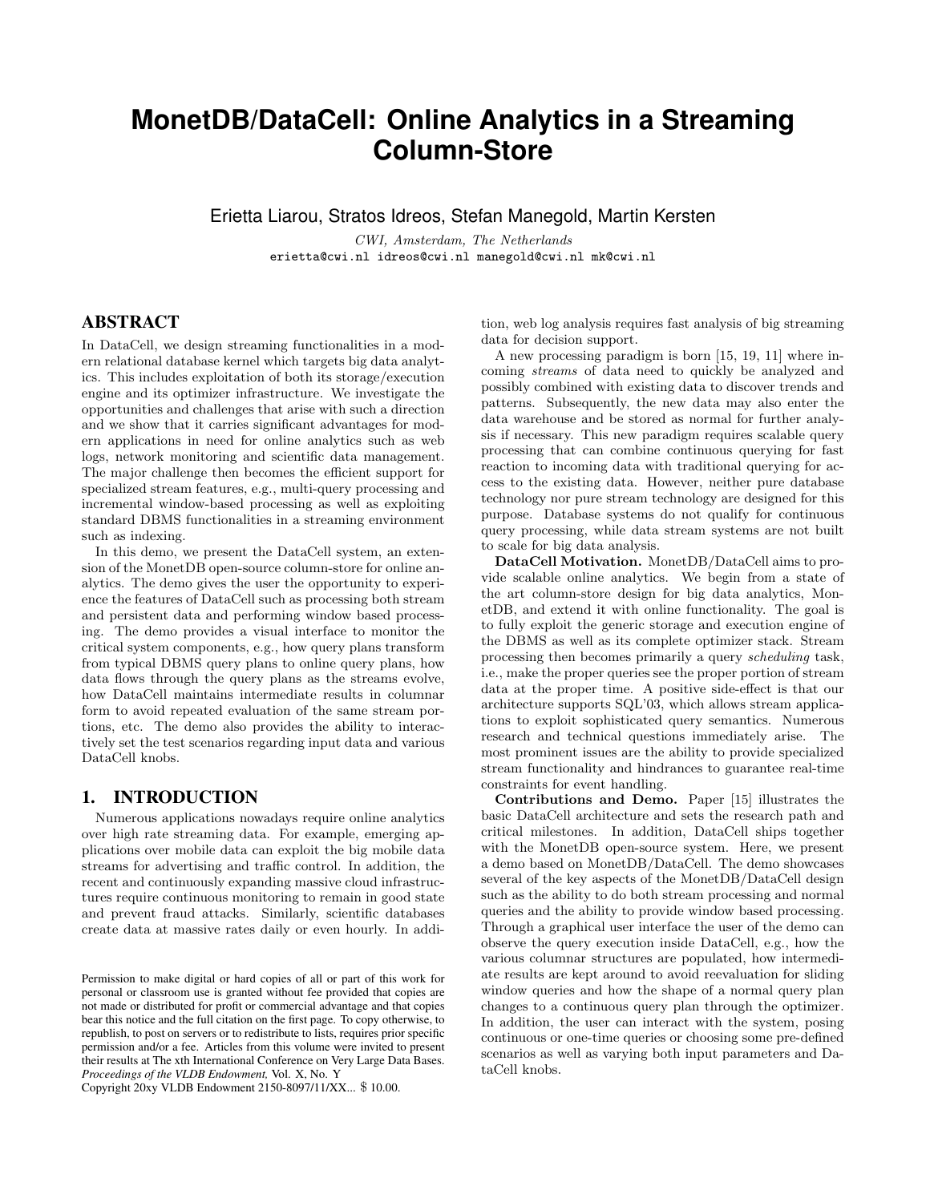# MonetDB/DataCell: Online Analytics in a Streaming Column-Store

Erietta Liarou, Stratos Idreos, Stefan Manegold, Martin Kersten

*CWI, Amsterdam, The Netherlands*

erietta@cwi.nl idreos@cwi.nl manegold@cwi.nl mk@cwi.nl

## ABSTRACT

In DataCell, we design streaming functionalities in a modern relational database kernel which targets big data analytics. This includes exploitation of both its storage/execution engine and its optimizer infrastructure. We investigate the opportunities and challenges that arise with such a direction and we show that it carries significant advantages for modern applications in need for online analytics such as web logs, network monitoring and scientific data management. The major challenge then becomes the efficient support for specialized stream features, e.g., multi-query processing and incremental window-based processing as well as exploiting standard DBMS functionalities in a streaming environment such as indexing.

In this demo, we present the DataCell system, an extension of the MonetDB open-source column-store for online analytics. The demo gives the user the opportunity to experience the features of DataCell such as processing both stream and persistent data and performing window based processing. The demo provides a visual interface to monitor the critical system components, e.g., how query plans transform from typical DBMS query plans to online query plans, how data flows through the query plans as the streams evolve, how DataCell maintains intermediate results in columnar form to avoid repeated evaluation of the same stream portions, etc. The demo also provides the ability to interactively set the test scenarios regarding input data and various DataCell knobs.

## 1. INTRODUCTION

Numerous applications nowadays require online analytics over high rate streaming data. For example, emerging applications over mobile data can exploit the big mobile data streams for advertising and traffic control. In addition, the recent and continuously expanding massive cloud infrastructures require continuous monitoring to remain in good state and prevent fraud attacks. Similarly, scientific databases create data at massive rates daily or even hourly. In addition, web log analysis requires fast analysis of big streaming data for decision support.

A new processing paradigm is born [15, 19, 11] where incoming *streams* of data need to quickly be analyzed and possibly combined with existing data to discover trends and patterns. Subsequently, the new data may also enter the data warehouse and be stored as normal for further analysis if necessary. This new paradigm requires scalable query processing that can combine continuous querying for fast reaction to incoming data with traditional querying for access to the existing data. However, neither pure database technology nor pure stream technology are designed for this purpose. Database systems do not qualify for continuous query processing, while data stream systems are not built to scale for big data analysis.

**DataCell Motivation.** MonetDB/DataCell aims to provide scalable online analytics. We begin from a state of the art column-store design for big data analytics, MonetDB, and extend it with online functionality. The goal is to fully exploit the generic storage and execution engine of the DBMS as well as its complete optimizer stack. Stream processing then becomes primarily a query *scheduling* task, i.e., make the proper queries see the proper portion of stream data at the proper time. A positive side-effect is that our architecture supports SQL'03, which allows stream applications to exploit sophisticated query semantics. Numerous research and technical questions immediately arise. The most prominent issues are the ability to provide specialized stream functionality and hindrances to guarantee real-time constraints for event handling.

**Contributions and Demo.** Paper [15] illustrates the basic DataCell architecture and sets the research path and critical milestones. In addition, DataCell ships together with the MonetDB open-source system. Here, we present a demo based on MonetDB/DataCell. The demo showcases several of the key aspects of the MonetDB/DataCell design such as the ability to do both stream processing and normal queries and the ability to provide window based processing. Through a graphical user interface the user of the demo can observe the query execution inside DataCell, e.g., how the various columnar structures are populated, how intermediate results are kept around to avoid reevaluation for sliding window queries and how the shape of a normal query plan changes to a continuous query plan through the optimizer. In addition, the user can interact with the system, posing continuous or one-time queries or choosing some pre-defined scenarios as well as varying both input parameters and DataCell knobs.

Permission to make digital or hard copies of all or part of this work for personal or classroom use is granted without fee provided that copies are not made or distributed for profit or commercial advantage and that copies bear this notice and the full citation on the first page. To copy otherwise, to republish, to post on servers or to redistribute to lists, requires prior specific permission and/or a fee. Articles from this volume were invited to present their results at The xth International Conference on Very Large Data Bases. *Proceedings of the VLDB Endowment,* Vol. X, No. Y
Copyright 20xy VLDB Endowment 2150-8097/11/XX... $ 10.00.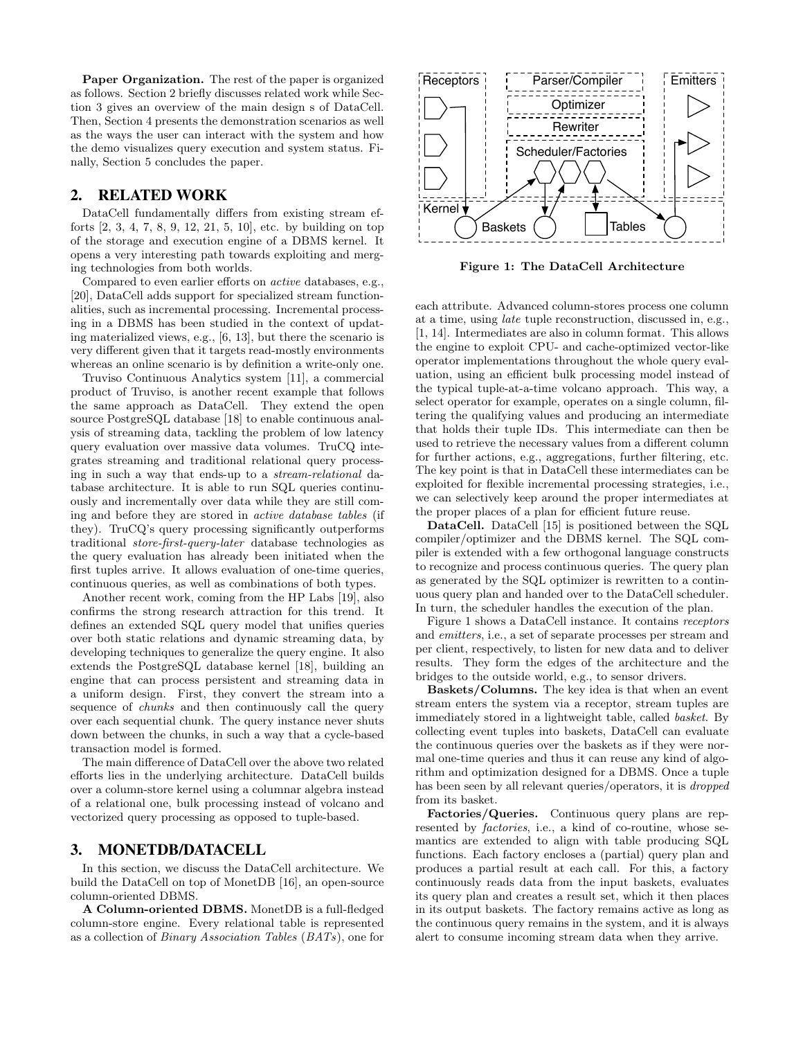**Paper Organization.** The rest of the paper is organized as follows. Section 2 briefly discusses related work while Section 3 gives an overview of the main design s of DataCell. Then, Section 4 presents the demonstration scenarios as well as the ways the user can interact with the system and how the demo visualizes query execution and system status. Finally, Section 5 concludes the paper.

## 2. RELATED WORK

DataCell fundamentally differs from existing stream efforts [2, 3, 4, 7, 8, 9, 12, 21, 5, 10], etc. by building on top of the storage and execution engine of a DBMS kernel. It opens a very interesting path towards exploiting and merging technologies from both worlds.

Compared to even earlier efforts on *active* databases, e.g., [20], DataCell adds support for specialized stream functionalities, such as incremental processing. Incremental processing in a DBMS has been studied in the context of updating materialized views, e.g., [6, 13], but there the scenario is very different given that it targets read-mostly environments whereas an online scenario is by definition a write-only one.

Truviso Continuous Analytics system [11], a commercial product of Truviso, is another recent example that follows the same approach as DataCell. They extend the open source PostgreSQL database [18] to enable continuous analysis of streaming data, tackling the problem of low latency query evaluation over massive data volumes. TruCQ integrates streaming and traditional relational query processing in such a way that ends-up to a *stream-relational* database architecture. It is able to run SQL queries continuously and incrementally over data while they are still coming and before they are stored in *active database tables* (if they). TruCQ's query processing significantly outperforms traditional *store-first-query-later* database technologies as the query evaluation has already been initiated when the first tuples arrive. It allows evaluation of one-time queries, continuous queries, as well as combinations of both types.

Another recent work, coming from the HP Labs [19], also confirms the strong research attraction for this trend. It defines an extended SQL query model that unifies queries over both static relations and dynamic streaming data, by developing techniques to generalize the query engine. It also extends the PostgreSQL database kernel [18], building an engine that can process persistent and streaming data in a uniform design. First, they convert the stream into a sequence of *chunks* and then continuously call the query over each sequential chunk. The query instance never shuts down between the chunks, in such a way that a cycle-based transaction model is formed.

The main difference of DataCell over the above two related efforts lies in the underlying architecture. DataCell builds over a column-store kernel using a columnar algebra instead of a relational one, bulk processing instead of volcano and vectorized query processing as opposed to tuple-based.

## 3. MONETDB/DATACELL

In this section, we discuss the DataCell architecture. We build the DataCell on top of MonetDB [16], an open-source column-oriented DBMS.

**A Column-oriented DBMS.** MonetDB is a full-fledged column-store engine. Every relational table is represented as a collection of *Binary Association Tables* (*BATs*), one for each attribute. Advanced column-stores process one column at a time, using *late* tuple reconstruction, discussed in, e.g., [1, 14]. Intermediates are also in column format. This allows the engine to exploit CPU- and cache-optimized vector-like operator implementations throughout the whole query evaluation, using an efficient bulk processing model instead of the typical tuple-at-a-time volcano approach. This way, a select operator for example, operates on a single column, filtering the qualifying values and producing an intermediate that holds their tuple IDs. This intermediate can then be used to retrieve the necessary values from a different column for further actions, e.g., aggregations, further filtering, etc. The key point is that in DataCell these intermediates can be exploited for flexible incremental processing strategies, i.e., we can selectively keep around the proper intermediates at the proper places of a plan for efficient future reuse.

Figure 1: The DataCell Architecture

**DataCell.** DataCell [15] is positioned between the SQL compiler/optimizer and the DBMS kernel. The SQL compiler is extended with a few orthogonal language constructs to recognize and process continuous queries. The query plan as generated by the SQL optimizer is rewritten to a continuous query plan and handed over to the DataCell scheduler. In turn, the scheduler handles the execution of the plan.

Figure 1 shows a DataCell instance. It contains *receptors* and *emitters*, i.e., a set of separate processes per stream and per client, respectively, to listen for new data and to deliver results. They form the edges of the architecture and the bridges to the outside world, e.g., to sensor drivers.

**Baskets/Columns.** The key idea is that when an event stream enters the system via a receptor, stream tuples are immediately stored in a lightweight table, called *basket*. By collecting event tuples into baskets, DataCell can evaluate the continuous queries over the baskets as if they were normal one-time queries and thus it can reuse any kind of algorithm and optimization designed for a DBMS. Once a tuple has been seen by all relevant queries/operators, it is *dropped* from its basket.

**Factories/Queries.** Continuous query plans are represented by *factories*, i.e., a kind of co-routine, whose semantics are extended to align with table producing SQL functions. Each factory encloses a (partial) query plan and produces a partial result at each call. For this, a factory continuously reads data from the input baskets, evaluates its query plan and creates a result set, which it then places in its output baskets. The factory remains active as long as the continuous query remains in the system, and it is always alert to consume incoming stream data when they arrive.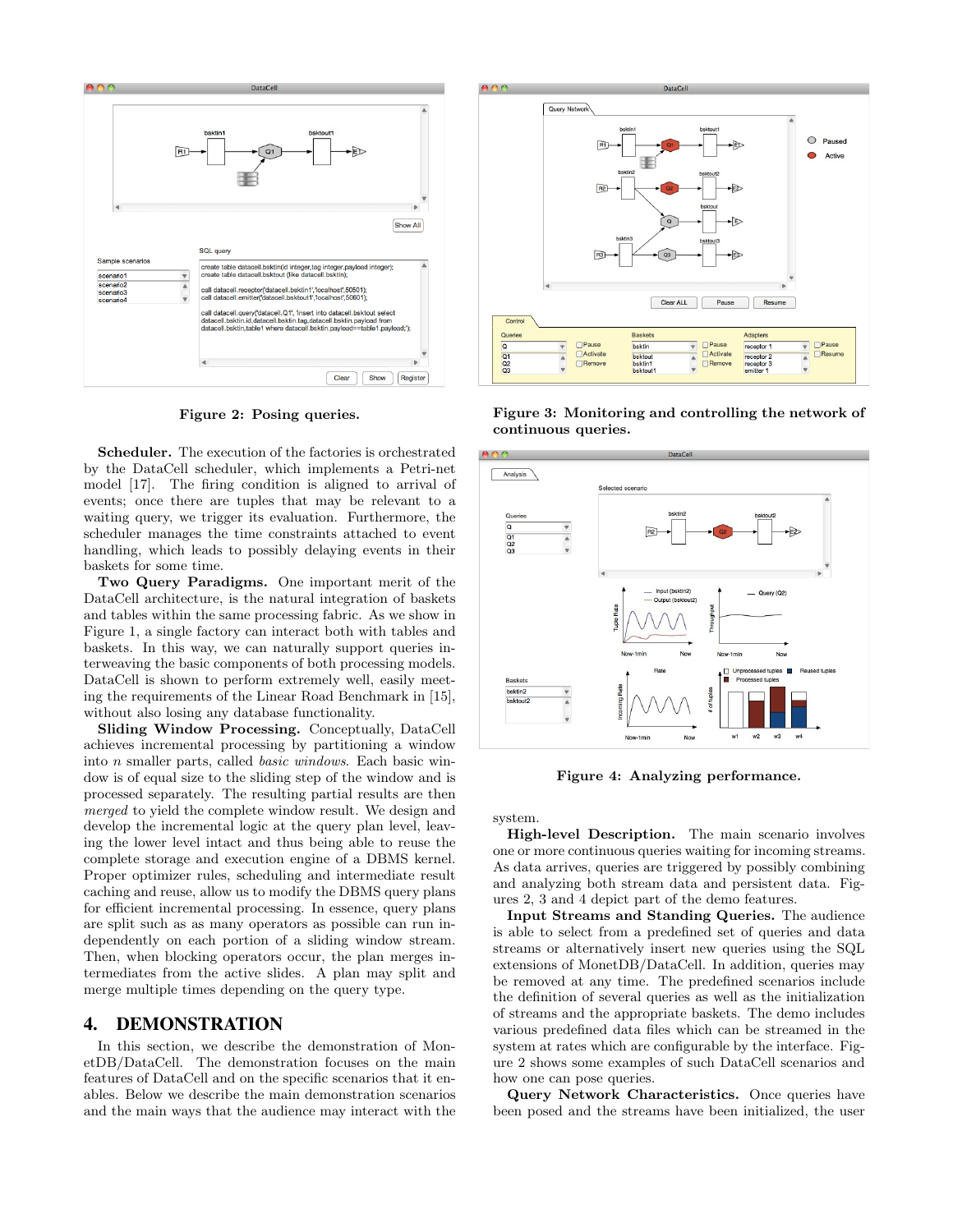Figure 2: Posing queries.

Figure 3: Monitoring and controlling the network of continuous queries.

Figure 4: Analyzing performance.

**Scheduler.** The execution of the factories is orchestrated by the DataCell scheduler, which implements a Petri-net model [17]. The firing condition is aligned to arrival of events; once there are tuples that may be relevant to a waiting query, we trigger its evaluation. Furthermore, the scheduler manages the time constraints attached to event handling, which leads to possibly delaying events in their baskets for some time.

**Two Query Paradigms.** One important merit of the DataCell architecture, is the natural integration of baskets and tables within the same processing fabric. As we show in Figure 1, a single factory can interact both with tables and baskets. In this way, we can naturally support queries interweaving the basic components of both processing models. DataCell is shown to perform extremely well, easily meeting the requirements of the Linear Road Benchmark in [15], without also losing any database functionality.

**Sliding Window Processing.** Conceptually, DataCell achieves incremental processing by partitioning a window into $n$ smaller parts, called *basic windows*. Each basic window is of equal size to the sliding step of the window and is processed separately. The resulting partial results are then *merged* to yield the complete window result. We design and develop the incremental logic at the query plan level, leaving the lower level intact and thus being able to reuse the complete storage and execution engine of a DBMS kernel. Proper optimizer rules, scheduling and intermediate result caching and reuse, allow us to modify the DBMS query plans for efficient incremental processing. In essence, query plans are split such as as many operators as possible can run independently on each portion of a sliding window stream. Then, when blocking operators occur, the plan merges intermediates from the active slides. A plan may split and merge multiple times depending on the query type.

## 4. DEMONSTRATION

In this section, we describe the demonstration of MonetDB/DataCell. The demonstration focuses on the main features of DataCell and on the specific scenarios that it enables. Below we describe the main demonstration scenarios and the main ways that the audience may interact with the system.

**High-level Description.** The main scenario involves one or more continuous queries waiting for incoming streams. As data arrives, queries are triggered by possibly combining and analyzing both stream data and persistent data. Figures 2, 3 and 4 depict part of the demo features.

**Input Streams and Standing Queries.** The audience is able to select from a predefined set of queries and data streams or alternatively insert new queries using the SQL extensions of MonetDB/DataCell. In addition, queries may be removed at any time. The predefined scenarios include the definition of several queries as well as the initialization of streams and the appropriate baskets. The demo includes various predefined data files which can be streamed in the system at rates which are configurable by the interface. Figure 2 shows some examples of such DataCell scenarios and how one can pose queries.

**Query Network Characteristics.** Once queries have been posed and the streams have been initialized, the user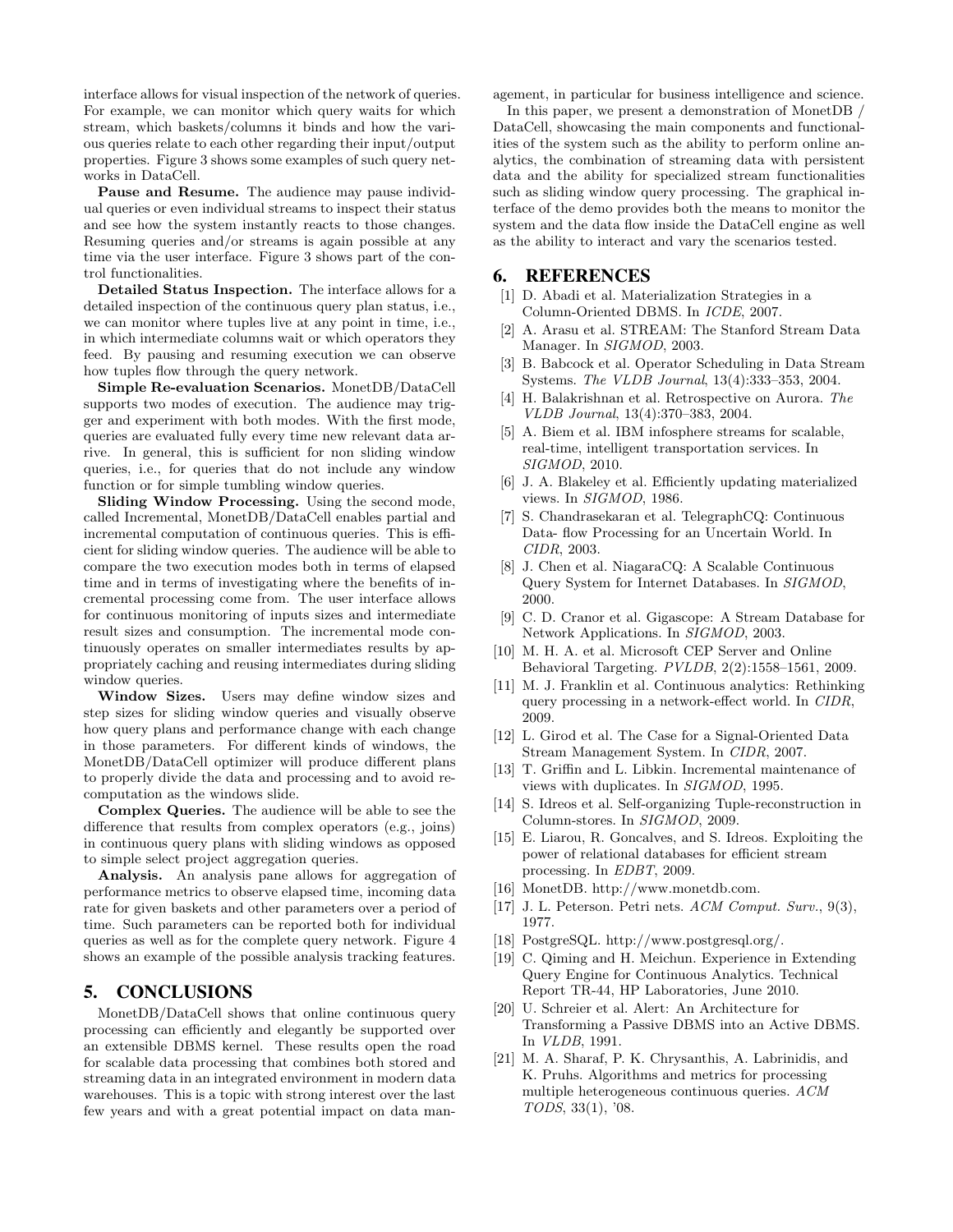interface allows for visual inspection of the network of queries. For example, we can monitor which query waits for which stream, which baskets/columns it binds and how the various queries relate to each other regarding their input/output properties. Figure 3 shows some examples of such query networks in DataCell.

**Pause and Resume.** The audience may pause individual queries or even individual streams to inspect their status and see how the system instantly reacts to those changes. Resuming queries and/or streams is again possible at any time via the user interface. Figure 3 shows part of the control functionalities.

**Detailed Status Inspection.** The interface allows for a detailed inspection of the continuous query plan status, i.e., we can monitor where tuples live at any point in time, i.e., in which intermediate columns wait or which operators they feed. By pausing and resuming execution we can observe how tuples flow through the query network.

**Simple Re-evaluation Scenarios.** MonetDB/DataCell supports two modes of execution. The audience may trigger and experiment with both modes. With the first mode, queries are evaluated fully every time new relevant data arrive. In general, this is sufficient for non sliding window queries, i.e., for queries that do not include any window function or for simple tumbling window queries.

**Sliding Window Processing.** Using the second mode, called Incremental, MonetDB/DataCell enables partial and incremental computation of continuous queries. This is efficient for sliding window queries. The audience will be able to compare the two execution modes both in terms of elapsed time and in terms of investigating where the benefits of incremental processing come from. The user interface allows for continuous monitoring of inputs sizes and intermediate result sizes and consumption. The incremental mode continuously operates on smaller intermediates results by appropriately caching and reusing intermediates during sliding window queries.

**Window Sizes.** Users may define window sizes and step sizes for sliding window queries and visually observe how query plans and performance change with each change in those parameters. For different kinds of windows, the MonetDB/DataCell optimizer will produce different plans to properly divide the data and processing and to avoid recomputation as the windows slide.

**Complex Queries.** The audience will be able to see the difference that results from complex operators (e.g., joins) in continuous query plans with sliding windows as opposed to simple select project aggregation queries.

**Analysis.** An analysis pane allows for aggregation of performance metrics to observe elapsed time, incoming data rate for given baskets and other parameters over a period of time. Such parameters can be reported both for individual queries as well as for the complete query network. Figure 4 shows an example of the possible analysis tracking features.

## 5. CONCLUSIONS

MonetDB/DataCell shows that online continuous query processing can efficiently and elegantly be supported over an extensible DBMS kernel. These results open the road for scalable data processing that combines both stored and streaming data in an integrated environment in modern data warehouses. This is a topic with strong interest over the last few years and with a great potential impact on data management, in particular for business intelligence and science.

In this paper, we present a demonstration of MonetDB / DataCell, showcasing the main components and functionalities of the system such as the ability to perform online analytics, the combination of streaming data with persistent data and the ability for specialized stream functionalities such as sliding window query processing. The graphical interface of the demo provides both the means to monitor the system and the data flow inside the DataCell engine as well as the ability to interact and vary the scenarios tested.

## 6. REFERENCES

[1] D. Abadi et al. Materialization Strategies in a Column-Oriented DBMS. In *ICDE*, 2007.

[2] A. Arasu et al. STREAM: The Stanford Stream Data Manager. In *SIGMOD*, 2003.

[3] B. Babcock et al. Operator Scheduling in Data Stream Systems. *The VLDB Journal*, 13(4):333–353, 2004.

[4] H. Balakrishnan et al. Retrospective on Aurora. *The VLDB Journal*, 13(4):370–383, 2004.

[5] A. Biem et al. IBM infosphere streams for scalable, real-time, intelligent transportation services. In *SIGMOD*, 2010.

[6] J. A. Blakeley et al. Efficiently updating materialized views. In *SIGMOD*, 1986.

[7] S. Chandrasekaran et al. TelegraphCQ: Continuous Data- flow Processing for an Uncertain World. In *CIDR*, 2003.

[8] J. Chen et al. NiagaraCQ: A Scalable Continuous Query System for Internet Databases. In *SIGMOD*, 2000.

[9] C. D. Cranor et al. Gigascope: A Stream Database for Network Applications. In *SIGMOD*, 2003.

[10] M. H. A. et al. Microsoft CEP Server and Online Behavioral Targeting. *PVLDB*, 2(2):1558–1561, 2009.

[11] M. J. Franklin et al. Continuous analytics: Rethinking query processing in a network-effect world. In *CIDR*, 2009.

[12] L. Girod et al. The Case for a Signal-Oriented Data Stream Management System. In *CIDR*, 2007.

[13] T. Griffin and L. Libkin. Incremental maintenance of views with duplicates. In *SIGMOD*, 1995.

[14] S. Idreos et al. Self-organizing Tuple-reconstruction in Column-stores. In *SIGMOD*, 2009.

[15] E. Liarou, R. Goncalves, and S. Idreos. Exploiting the power of relational databases for efficient stream processing. In *EDBT*, 2009.

[16] MonetDB. http://www.monetdb.com.

[17] J. L. Peterson. Petri nets. *ACM Comput. Surv.*, 9(3), 1977.

[18] PostgreSQL. http://www.postgresql.org/.

[19] C. Qiming and H. Meichun. Experience in Extending Query Engine for Continuous Analytics. Technical Report TR-44, HP Laboratories, June 2010.

[20] U. Schreier et al. Alert: An Architecture for Transforming a Passive DBMS into an Active DBMS. In *VLDB*, 1991.

[21] M. A. Sharaf, P. K. Chrysanthis, A. Labrinidis, and K. Pruhs. Algorithms and metrics for processing multiple heterogeneous continuous queries. *ACM TODS*, 33(1), '08.